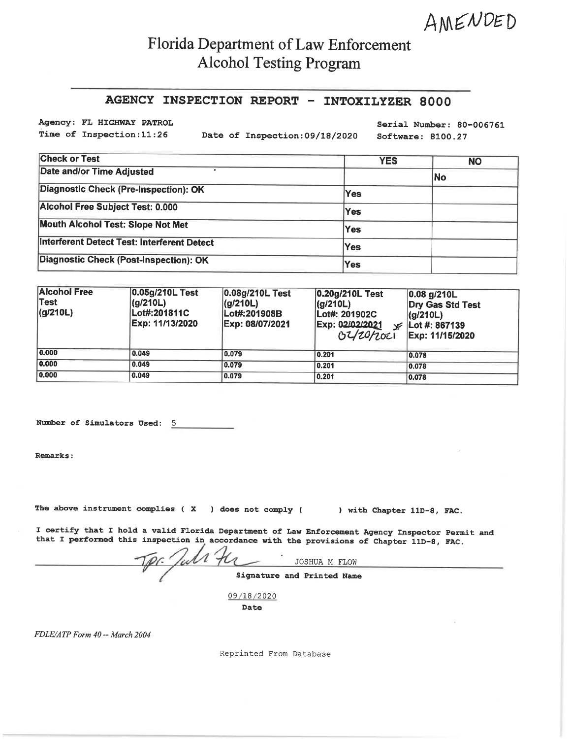AMENDED

# Florida Department of Law Enforcement
## Alcohol Testing Program

### AGENCY INSPECTION REPORT - INTOXILYZER 8000

Agency: FL HIGHWAY PATROL
Serial Number: 80-006761
Time of Inspection:11:26
Date of Inspection:09/18/2020
Software: 8100.27

| Check or Test | YES | NO |
|---|---|---|
| Date and/or Time Adjusted | | No |
| Diagnostic Check (Pre-Inspection): OK | Yes | |
| Alcohol Free Subject Test: 0.000 | Yes | |
| Mouth Alcohol Test: Slope Not Met | Yes | |
| Interferent Detect Test: Interferent Detect | Yes | |
| Diagnostic Check (Post-Inspection): OK | Yes | |

| Alcohol Free Test (g/210L) | 0.05g/210L Test (g/210L) Lot#:201811C Exp: 11/13/2020 | 0.08g/210L Test (g/210L) Lot#:201908B Exp: 08/07/2021 | 0.20g/210L Test (g/210L) Lot#: 201902C Exp: ~~02/02/2021~~ JF 02/20/2021 | 0.08 g/210L Dry Gas Std Test (g/210L) Lot #: 867139 Exp: 11/15/2020 |
|---|---|---|---|---|
| 0.000 | 0.049 | 0.079 | 0.201 | 0.078 |
| 0.000 | 0.049 | 0.079 | 0.201 | 0.078 |
| 0.000 | 0.049 | 0.079 | 0.201 | 0.078 |

Number of Simulators Used: 5

Remarks:

The above instrument complies ( X ) does not comply ( ) with Chapter 11D-8, FAC.

I certify that I hold a valid Florida Department of Law Enforcement Agency Inspector Permit and that I performed this inspection in accordance with the provisions of Chapter 11D-8, FAC.

Tpr. Josh Flow JOSHUA M FLOW

Signature and Printed Name

09/18/2020

Date

*FDLE/ATP Form 40 -- March 2004*

Reprinted From Database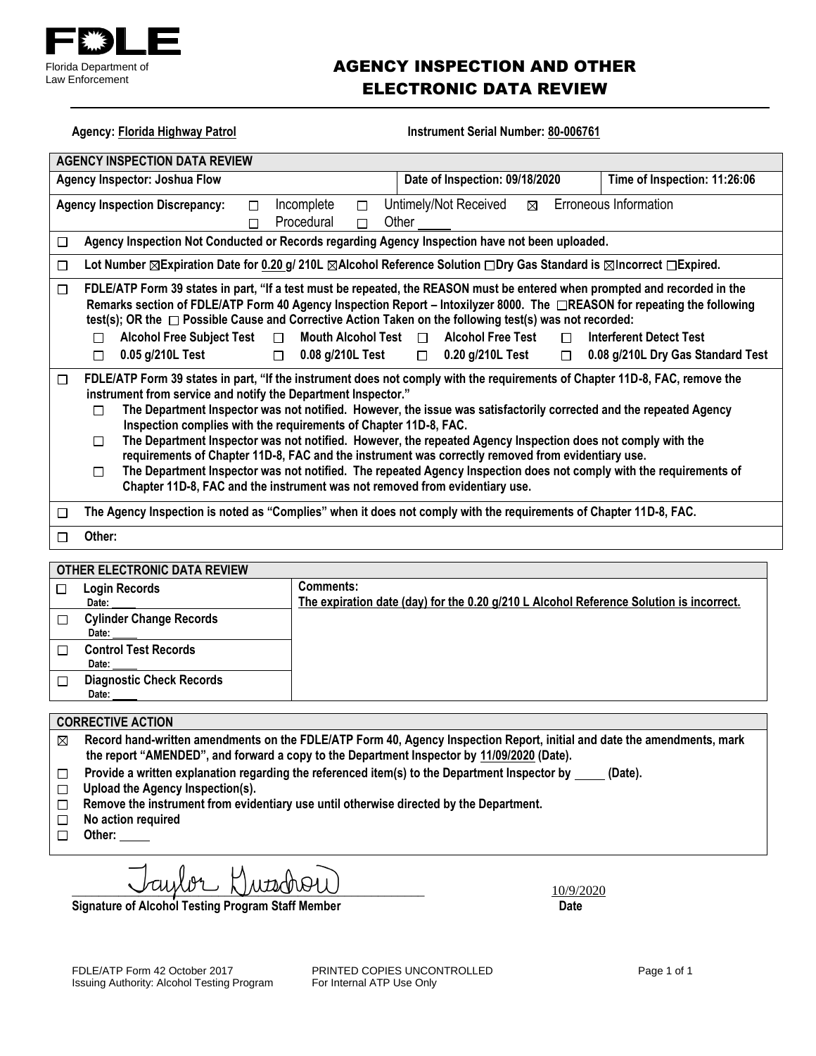FDLE

Florida Department of Law Enforcement

# AGENCY INSPECTION AND OTHER ELECTRONIC DATA REVIEW

**Agency:** Florida Highway Patrol **Instrument Serial Number:** 80-006761

## AGENCY INSPECTION DATA REVIEW

| | | |
|---|---|---|
| **Agency Inspector: Joshua Flow** | **Date of Inspection: 09/18/2020** | **Time of Inspection: 11:26:06** |

**Agency Inspection Discrepancy:** ☐ Incomplete ☐ Untimely/Not Received ☒ Erroneous Information ☐ Procedural ☐ Other ____

☐ **Agency Inspection Not Conducted or Records regarding Agency Inspection have not been uploaded.**

☐ **Lot Number ☒Expiration Date for 0.20 g/ 210L ☒Alcohol Reference Solution ☐Dry Gas Standard is ☒Incorrect ☐Expired.**

☐ **FDLE/ATP Form 39 states in part, "If a test must be repeated, the REASON must be entered when prompted and recorded in the Remarks section of FDLE/ATP Form 40 Agency Inspection Report – Intoxilyzer 8000. The ☐REASON for repeating the following test(s); OR the ☐ Possible Cause and Corrective Action Taken on the following test(s) was not recorded:**

- ☐ **Alcohol Free Subject Test** ☐ **Mouth Alcohol Test** ☐ **Alcohol Free Test** ☐ **Interferent Detect Test**
- ☐ **0.05 g/210L Test** ☐ **0.08 g/210L Test** ☐ **0.20 g/210L Test** ☐ **0.08 g/210L Dry Gas Standard Test**

☐ **FDLE/ATP Form 39 states in part, "If the instrument does not comply with the requirements of Chapter 11D-8, FAC, remove the instrument from service and notify the Department Inspector."**

- ☐ **The Department Inspector was not notified. However, the issue was satisfactorily corrected and the repeated Agency Inspection complies with the requirements of Chapter 11D-8, FAC.**
- ☐ **The Department Inspector was not notified. However, the repeated Agency Inspection does not comply with the requirements of Chapter 11D-8, FAC and the instrument was correctly removed from evidentiary use.**
- ☐ **The Department Inspector was not notified. The repeated Agency Inspection does not comply with the requirements of Chapter 11D-8, FAC and the instrument was not removed from evidentiary use.**

☐ **The Agency Inspection is noted as "Complies" when it does not comply with the requirements of Chapter 11D-8, FAC.**

☐ **Other:**

## OTHER ELECTRONIC DATA REVIEW

| | |
|---|---|
| ☐ **Login Records** Date: ____ | **Comments:** **The expiration date (day) for the 0.20 g/210 L Alcohol Reference Solution is incorrect.** |
| ☐ **Cylinder Change Records** Date: ____ | |
| ☐ **Control Test Records** Date: ____ | |
| ☐ **Diagnostic Check Records** Date: ____ | |

## CORRECTIVE ACTION

- ☒ **Record hand-written amendments on the FDLE/ATP Form 40, Agency Inspection Report, initial and date the amendments, mark the report "AMENDED", and forward a copy to the Department Inspector by 11/09/2020 (Date).**
- ☐ **Provide a written explanation regarding the referenced item(s) to the Department Inspector by ____ (Date).**
- ☐ **Upload the Agency Inspection(s).**
- ☐ **Remove the instrument from evidentiary use until otherwise directed by the Department.**
- ☐ **No action required**
- ☐ **Other:** ____

Taylor Gutschow

**Signature of Alcohol Testing Program Staff Member**

10/9/2020

**Date**

FDLE/ATP Form 42 October 2017
Issuing Authority: Alcohol Testing Program

PRINTED COPIES UNCONTROLLED
For Internal ATP Use Only